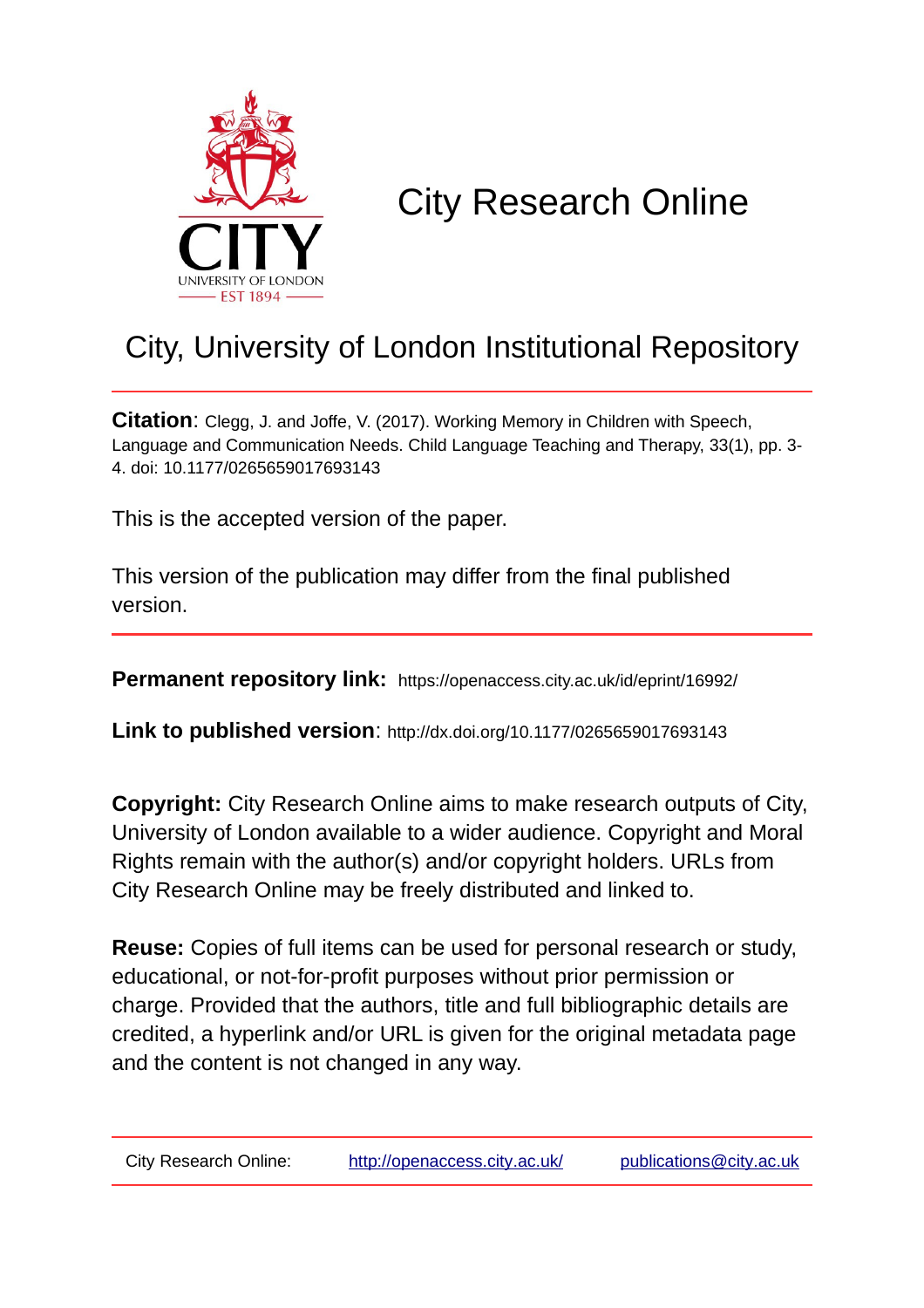# City Research Online

## City, University of London Institutional Repository

**Citation**: Clegg, J. and Joffe, V. (2017). Working Memory in Children with Speech, Language and Communication Needs. Child Language Teaching and Therapy, 33(1), pp. 3-4. doi: 10.1177/0265659017693143

This is the accepted version of the paper.

This version of the publication may differ from the final published version.

**Permanent repository link:** https://openaccess.city.ac.uk/id/eprint/16992/

**Link to published version**: http://dx.doi.org/10.1177/0265659017693143

**Copyright:** City Research Online aims to make research outputs of City, University of London available to a wider audience. Copyright and Moral Rights remain with the author(s) and/or copyright holders. URLs from City Research Online may be freely distributed and linked to.

**Reuse:** Copies of full items can be used for personal research or study, educational, or not-for-profit purposes without prior permission or charge. Provided that the authors, title and full bibliographic details are credited, a hyperlink and/or URL is given for the original metadata page and the content is not changed in any way.

City Research Online: http://openaccess.city.ac.uk/ publications@city.ac.uk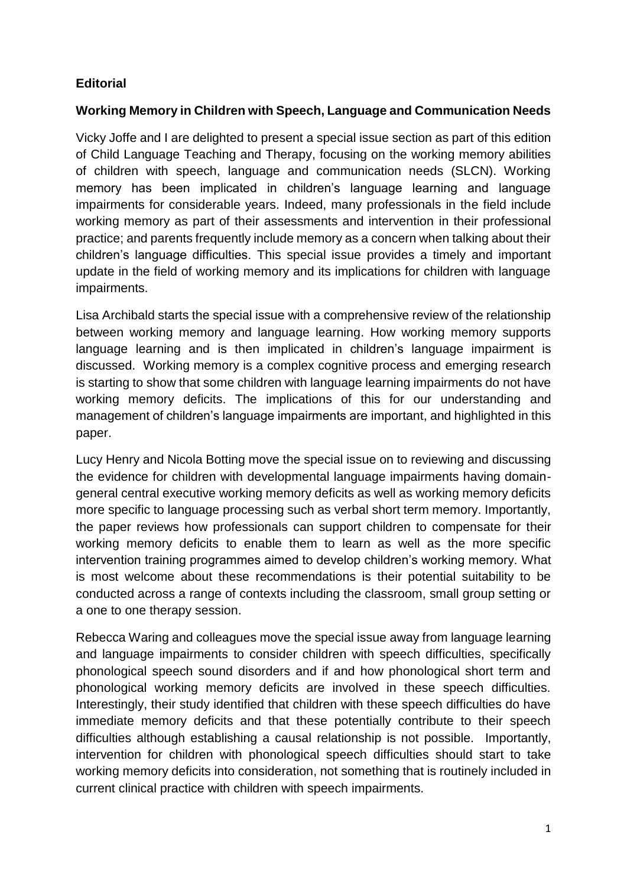**Editorial**

**Working Memory in Children with Speech, Language and Communication Needs**

Vicky Joffe and I are delighted to present a special issue section as part of this edition of Child Language Teaching and Therapy, focusing on the working memory abilities of children with speech, language and communication needs (SLCN). Working memory has been implicated in children's language learning and language impairments for considerable years. Indeed, many professionals in the field include working memory as part of their assessments and intervention in their professional practice; and parents frequently include memory as a concern when talking about their children's language difficulties. This special issue provides a timely and important update in the field of working memory and its implications for children with language impairments.

Lisa Archibald starts the special issue with a comprehensive review of the relationship between working memory and language learning. How working memory supports language learning and is then implicated in children's language impairment is discussed. Working memory is a complex cognitive process and emerging research is starting to show that some children with language learning impairments do not have working memory deficits. The implications of this for our understanding and management of children's language impairments are important, and highlighted in this paper.

Lucy Henry and Nicola Botting move the special issue on to reviewing and discussing the evidence for children with developmental language impairments having domain-general central executive working memory deficits as well as working memory deficits more specific to language processing such as verbal short term memory. Importantly, the paper reviews how professionals can support children to compensate for their working memory deficits to enable them to learn as well as the more specific intervention training programmes aimed to develop children's working memory. What is most welcome about these recommendations is their potential suitability to be conducted across a range of contexts including the classroom, small group setting or a one to one therapy session.

Rebecca Waring and colleagues move the special issue away from language learning and language impairments to consider children with speech difficulties, specifically phonological speech sound disorders and if and how phonological short term and phonological working memory deficits are involved in these speech difficulties. Interestingly, their study identified that children with these speech difficulties do have immediate memory deficits and that these potentially contribute to their speech difficulties although establishing a causal relationship is not possible. Importantly, intervention for children with phonological speech difficulties should start to take working memory deficits into consideration, not something that is routinely included in current clinical practice with children with speech impairments.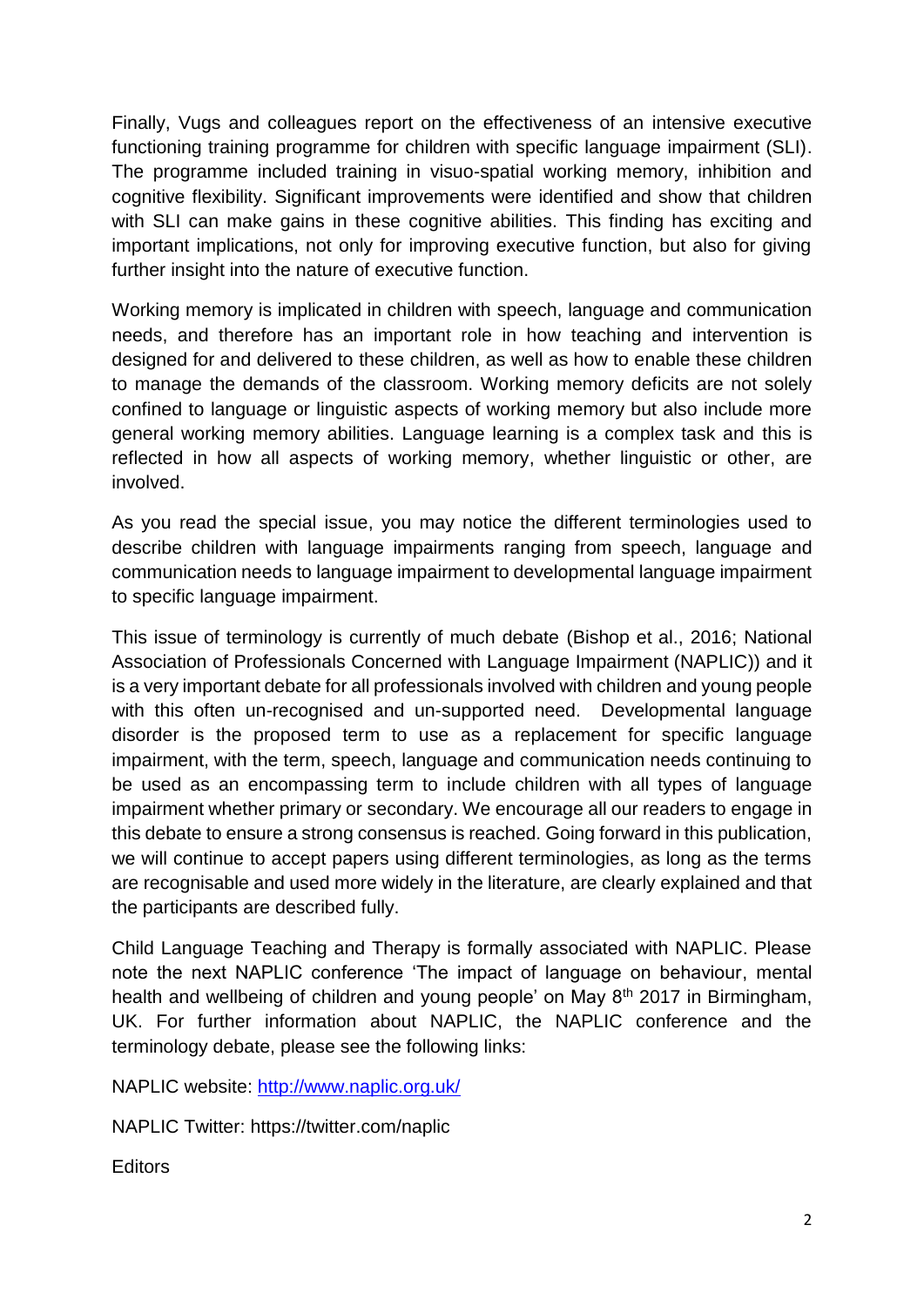Finally, Vugs and colleagues report on the effectiveness of an intensive executive functioning training programme for children with specific language impairment (SLI). The programme included training in visuo-spatial working memory, inhibition and cognitive flexibility. Significant improvements were identified and show that children with SLI can make gains in these cognitive abilities. This finding has exciting and important implications, not only for improving executive function, but also for giving further insight into the nature of executive function.

Working memory is implicated in children with speech, language and communication needs, and therefore has an important role in how teaching and intervention is designed for and delivered to these children, as well as how to enable these children to manage the demands of the classroom. Working memory deficits are not solely confined to language or linguistic aspects of working memory but also include more general working memory abilities. Language learning is a complex task and this is reflected in how all aspects of working memory, whether linguistic or other, are involved.

As you read the special issue, you may notice the different terminologies used to describe children with language impairments ranging from speech, language and communication needs to language impairment to developmental language impairment to specific language impairment.

This issue of terminology is currently of much debate (Bishop et al., 2016; National Association of Professionals Concerned with Language Impairment (NAPLIC)) and it is a very important debate for all professionals involved with children and young people with this often un-recognised and un-supported need. Developmental language disorder is the proposed term to use as a replacement for specific language impairment, with the term, speech, language and communication needs continuing to be used as an encompassing term to include children with all types of language impairment whether primary or secondary. We encourage all our readers to engage in this debate to ensure a strong consensus is reached. Going forward in this publication, we will continue to accept papers using different terminologies, as long as the terms are recognisable and used more widely in the literature, are clearly explained and that the participants are described fully.

Child Language Teaching and Therapy is formally associated with NAPLIC. Please note the next NAPLIC conference 'The impact of language on behaviour, mental health and wellbeing of children and young people' on May 8th 2017 in Birmingham, UK. For further information about NAPLIC, the NAPLIC conference and the terminology debate, please see the following links:

NAPLIC website: [http://www.naplic.org.uk/](http://www.naplic.org.uk/)

NAPLIC Twitter: https://twitter.com/naplic

Editors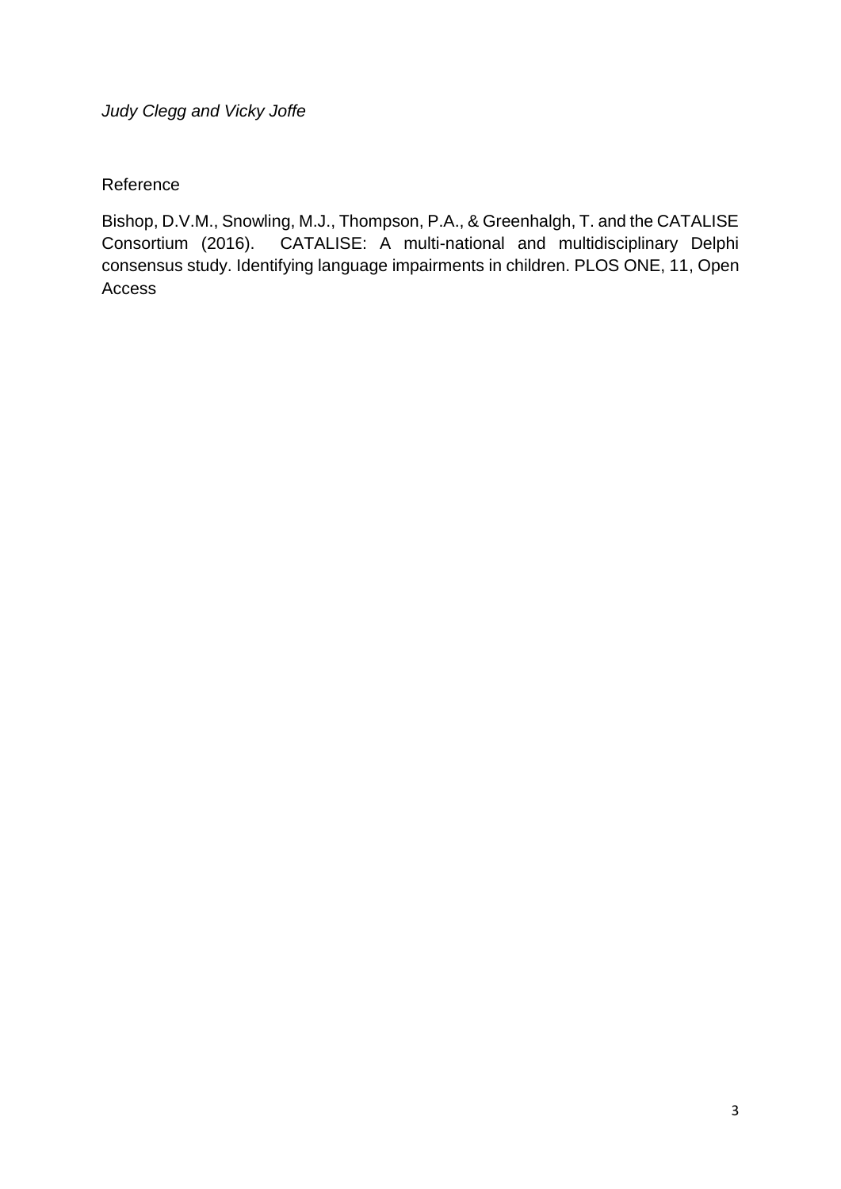*Judy Clegg and Vicky Joffe*

Reference

Bishop, D.V.M., Snowling, M.J., Thompson, P.A., & Greenhalgh, T. and the CATALISE Consortium (2016). CATALISE: A multi-national and multidisciplinary Delphi consensus study. Identifying language impairments in children. PLOS ONE, 11, Open Access